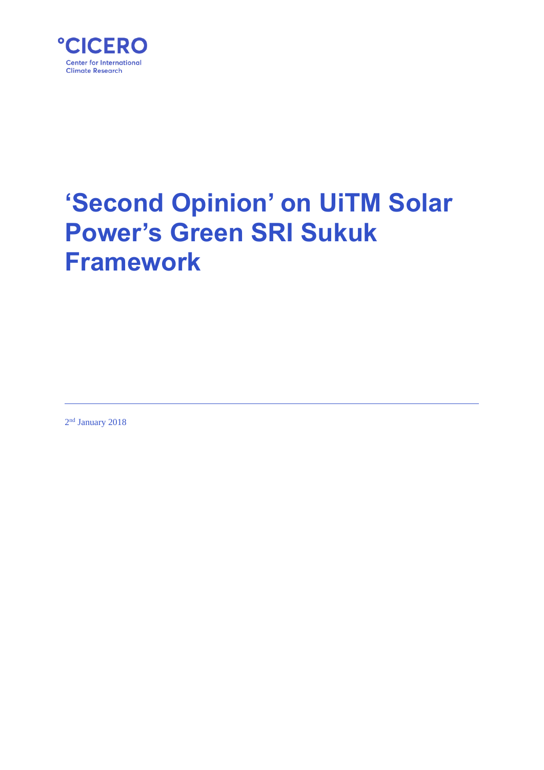°CICERO

Center for International Climate Research

# 'Second Opinion' on UiTM Solar Power's Green SRI Sukuk Framework

2nd January 2018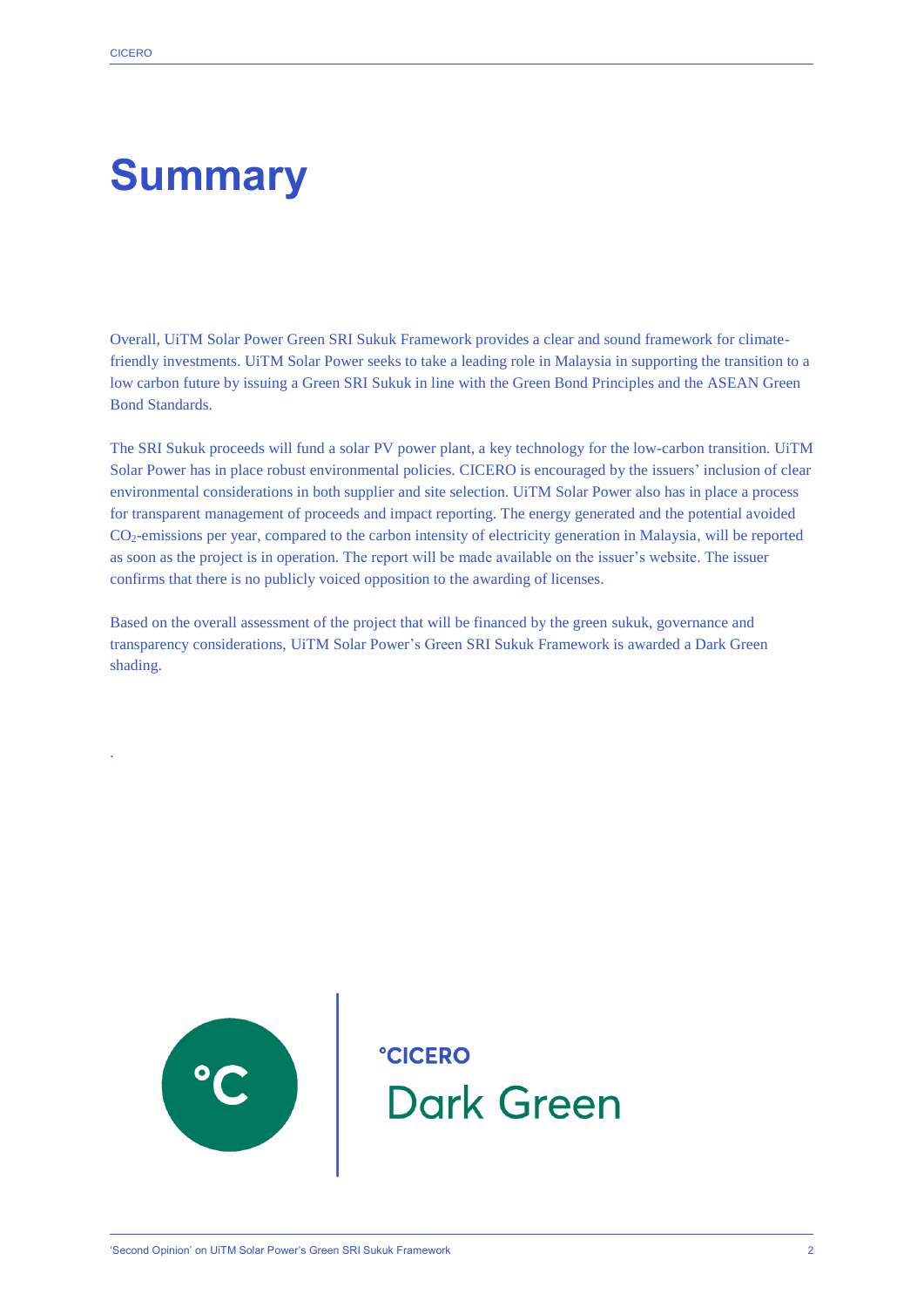# Summary

Overall, UiTM Solar Power Green SRI Sukuk Framework provides a clear and sound framework for climate-friendly investments. UiTM Solar Power seeks to take a leading role in Malaysia in supporting the transition to a low carbon future by issuing a Green SRI Sukuk in line with the Green Bond Principles and the ASEAN Green Bond Standards.

The SRI Sukuk proceeds will fund a solar PV power plant, a key technology for the low-carbon transition. UiTM Solar Power has in place robust environmental policies. CICERO is encouraged by the issuers' inclusion of clear environmental considerations in both supplier and site selection. UiTM Solar Power also has in place a process for transparent management of proceeds and impact reporting. The energy generated and the potential avoided $CO_2$-emissions per year, compared to the carbon intensity of electricity generation in Malaysia, will be reported as soon as the project is in operation. The report will be made available on the issuer's website. The issuer confirms that there is no publicly voiced opposition to the awarding of licenses.

Based on the overall assessment of the project that will be financed by the green sukuk, governance and transparency considerations, UiTM Solar Power's Green SRI Sukuk Framework is awarded a Dark Green shading.

°CICERO Dark Green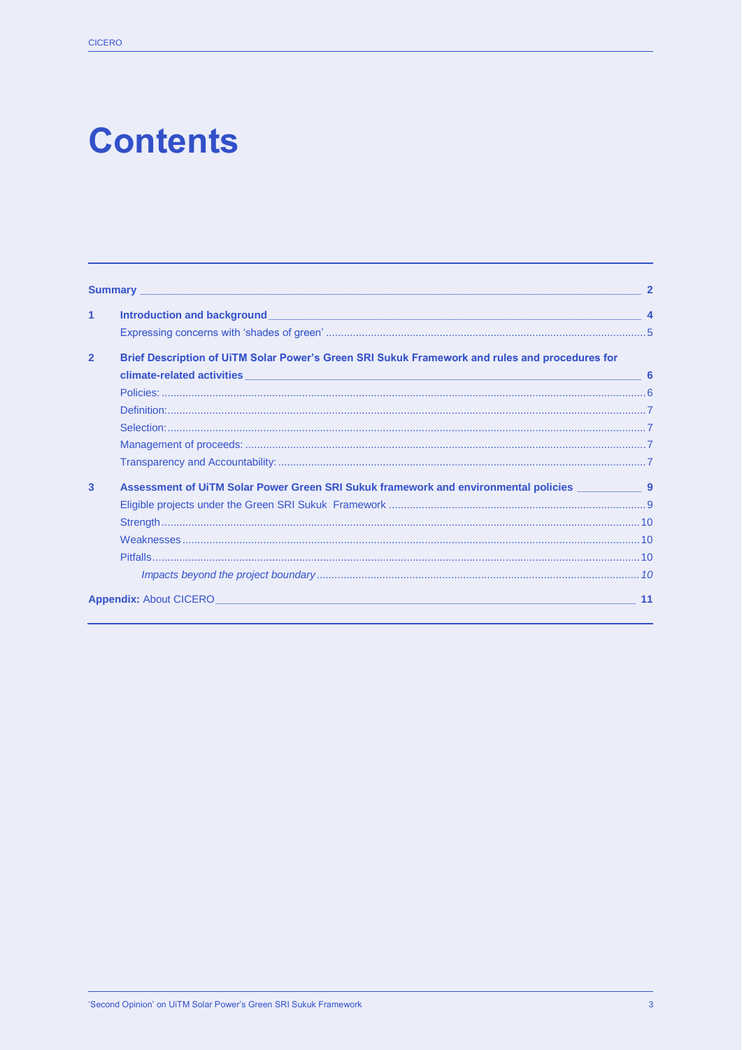# Contents

**Summary** 2

**1 Introduction and background** 4

- Expressing concerns with 'shades of green' 5

**2 Brief Description of UiTM Solar Power's Green SRI Sukuk Framework and rules and procedures for climate-related activities** 6

- Policies: 6
- Definition: 7
- Selection: 7
- Management of proceeds: 7
- Transparency and Accountability: 7

**3 Assessment of UiTM Solar Power Green SRI Sukuk framework and environmental policies** 9

- Eligible projects under the Green SRI Sukuk Framework 9
- Strength 10
- Weaknesses 10
- Pitfalls 10
  - *Impacts beyond the project boundary* 10

**Appendix:** About CICERO 11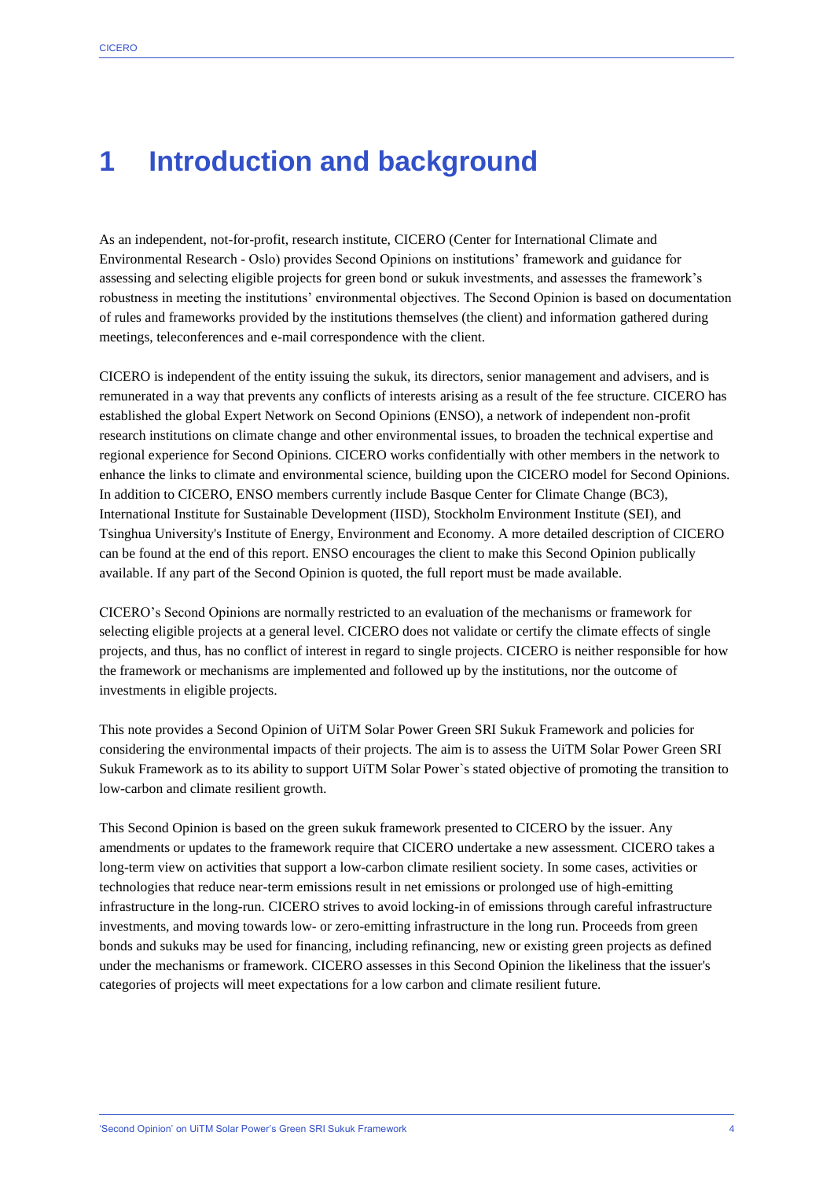# 1 Introduction and background

As an independent, not-for-profit, research institute, CICERO (Center for International Climate and Environmental Research - Oslo) provides Second Opinions on institutions' framework and guidance for assessing and selecting eligible projects for green bond or sukuk investments, and assesses the framework's robustness in meeting the institutions' environmental objectives. The Second Opinion is based on documentation of rules and frameworks provided by the institutions themselves (the client) and information gathered during meetings, teleconferences and e-mail correspondence with the client.

CICERO is independent of the entity issuing the sukuk, its directors, senior management and advisers, and is remunerated in a way that prevents any conflicts of interests arising as a result of the fee structure. CICERO has established the global Expert Network on Second Opinions (ENSO), a network of independent non-profit research institutions on climate change and other environmental issues, to broaden the technical expertise and regional experience for Second Opinions. CICERO works confidentially with other members in the network to enhance the links to climate and environmental science, building upon the CICERO model for Second Opinions. In addition to CICERO, ENSO members currently include Basque Center for Climate Change (BC3), International Institute for Sustainable Development (IISD), Stockholm Environment Institute (SEI), and Tsinghua University's Institute of Energy, Environment and Economy. A more detailed description of CICERO can be found at the end of this report. ENSO encourages the client to make this Second Opinion publically available. If any part of the Second Opinion is quoted, the full report must be made available.

CICERO's Second Opinions are normally restricted to an evaluation of the mechanisms or framework for selecting eligible projects at a general level. CICERO does not validate or certify the climate effects of single projects, and thus, has no conflict of interest in regard to single projects. CICERO is neither responsible for how the framework or mechanisms are implemented and followed up by the institutions, nor the outcome of investments in eligible projects.

This note provides a Second Opinion of UiTM Solar Power Green SRI Sukuk Framework and policies for considering the environmental impacts of their projects. The aim is to assess the UiTM Solar Power Green SRI Sukuk Framework as to its ability to support UiTM Solar Power`s stated objective of promoting the transition to low-carbon and climate resilient growth.

This Second Opinion is based on the green sukuk framework presented to CICERO by the issuer. Any amendments or updates to the framework require that CICERO undertake a new assessment. CICERO takes a long-term view on activities that support a low-carbon climate resilient society. In some cases, activities or technologies that reduce near-term emissions result in net emissions or prolonged use of high-emitting infrastructure in the long-run. CICERO strives to avoid locking-in of emissions through careful infrastructure investments, and moving towards low- or zero-emitting infrastructure in the long run. Proceeds from green bonds and sukuks may be used for financing, including refinancing, new or existing green projects as defined under the mechanisms or framework. CICERO assesses in this Second Opinion the likeliness that the issuer's categories of projects will meet expectations for a low carbon and climate resilient future.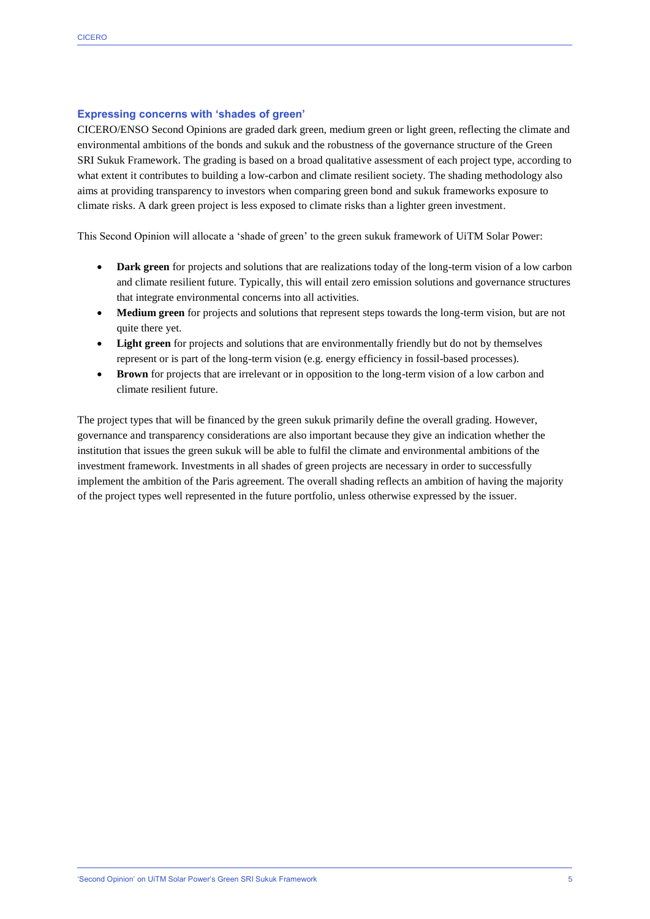### Expressing concerns with 'shades of green'

CICERO/ENSO Second Opinions are graded dark green, medium green or light green, reflecting the climate and environmental ambitions of the bonds and sukuk and the robustness of the governance structure of the Green SRI Sukuk Framework. The grading is based on a broad qualitative assessment of each project type, according to what extent it contributes to building a low-carbon and climate resilient society. The shading methodology also aims at providing transparency to investors when comparing green bond and sukuk frameworks exposure to climate risks. A dark green project is less exposed to climate risks than a lighter green investment.

This Second Opinion will allocate a 'shade of green' to the green sukuk framework of UiTM Solar Power:

- **Dark green** for projects and solutions that are realizations today of the long-term vision of a low carbon and climate resilient future. Typically, this will entail zero emission solutions and governance structures that integrate environmental concerns into all activities.
- **Medium green** for projects and solutions that represent steps towards the long-term vision, but are not quite there yet.
- **Light green** for projects and solutions that are environmentally friendly but do not by themselves represent or is part of the long-term vision (e.g. energy efficiency in fossil-based processes).
- **Brown** for projects that are irrelevant or in opposition to the long-term vision of a low carbon and climate resilient future.

The project types that will be financed by the green sukuk primarily define the overall grading. However, governance and transparency considerations are also important because they give an indication whether the institution that issues the green sukuk will be able to fulfil the climate and environmental ambitions of the investment framework. Investments in all shades of green projects are necessary in order to successfully implement the ambition of the Paris agreement. The overall shading reflects an ambition of having the majority of the project types well represented in the future portfolio, unless otherwise expressed by the issuer.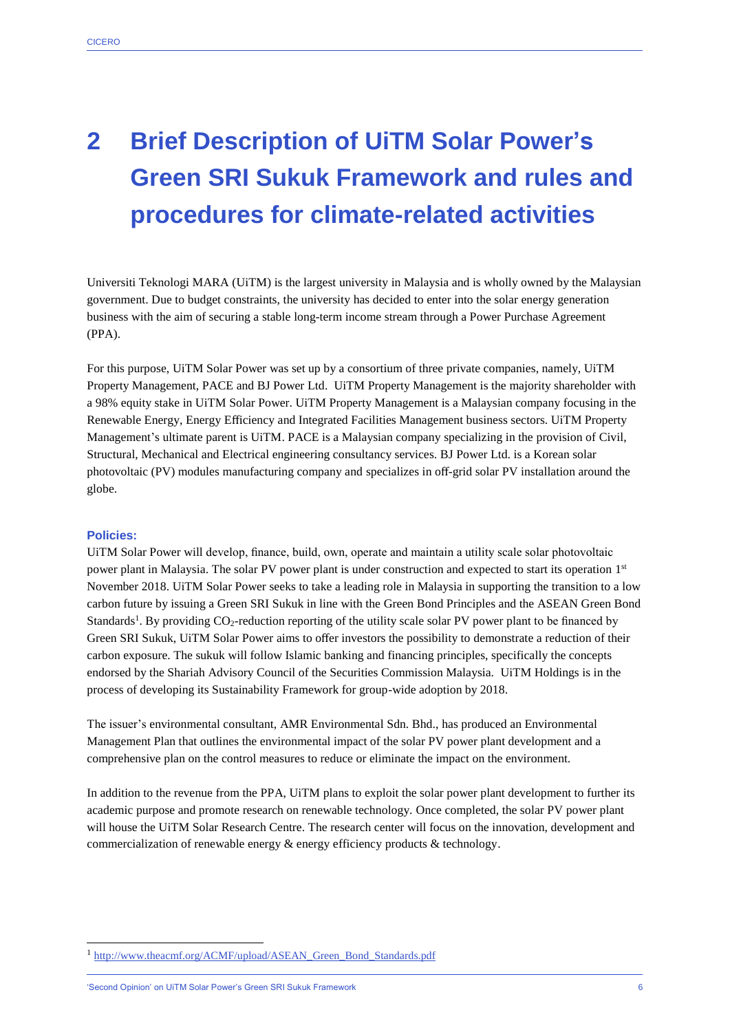# 2 Brief Description of UiTM Solar Power's Green SRI Sukuk Framework and rules and procedures for climate-related activities

Universiti Teknologi MARA (UiTM) is the largest university in Malaysia and is wholly owned by the Malaysian government. Due to budget constraints, the university has decided to enter into the solar energy generation business with the aim of securing a stable long-term income stream through a Power Purchase Agreement (PPA).

For this purpose, UiTM Solar Power was set up by a consortium of three private companies, namely, UiTM Property Management, PACE and BJ Power Ltd. UiTM Property Management is the majority shareholder with a 98% equity stake in UiTM Solar Power. UiTM Property Management is a Malaysian company focusing in the Renewable Energy, Energy Efficiency and Integrated Facilities Management business sectors. UiTM Property Management's ultimate parent is UiTM. PACE is a Malaysian company specializing in the provision of Civil, Structural, Mechanical and Electrical engineering consultancy services. BJ Power Ltd. is a Korean solar photovoltaic (PV) modules manufacturing company and specializes in off-grid solar PV installation around the globe.

**Policies:**

UiTM Solar Power will develop, finance, build, own, operate and maintain a utility scale solar photovoltaic power plant in Malaysia. The solar PV power plant is under construction and expected to start its operation 1st November 2018. UiTM Solar Power seeks to take a leading role in Malaysia in supporting the transition to a low carbon future by issuing a Green SRI Sukuk in line with the Green Bond Principles and the ASEAN Green Bond Standards[1]. By providing $CO_2$-reduction reporting of the utility scale solar PV power plant to be financed by Green SRI Sukuk, UiTM Solar Power aims to offer investors the possibility to demonstrate a reduction of their carbon exposure. The sukuk will follow Islamic banking and financing principles, specifically the concepts endorsed by the Shariah Advisory Council of the Securities Commission Malaysia. UiTM Holdings is in the process of developing its Sustainability Framework for group-wide adoption by 2018.

The issuer's environmental consultant, AMR Environmental Sdn. Bhd., has produced an Environmental Management Plan that outlines the environmental impact of the solar PV power plant development and a comprehensive plan on the control measures to reduce or eliminate the impact on the environment.

In addition to the revenue from the PPA, UiTM plans to exploit the solar power plant development to further its academic purpose and promote research on renewable technology. Once completed, the solar PV power plant will house the UiTM Solar Research Centre. The research center will focus on the innovation, development and commercialization of renewable energy & energy efficiency products & technology.

[1] http://www.theacmf.org/ACMF/upload/ASEAN_Green_Bond_Standards.pdf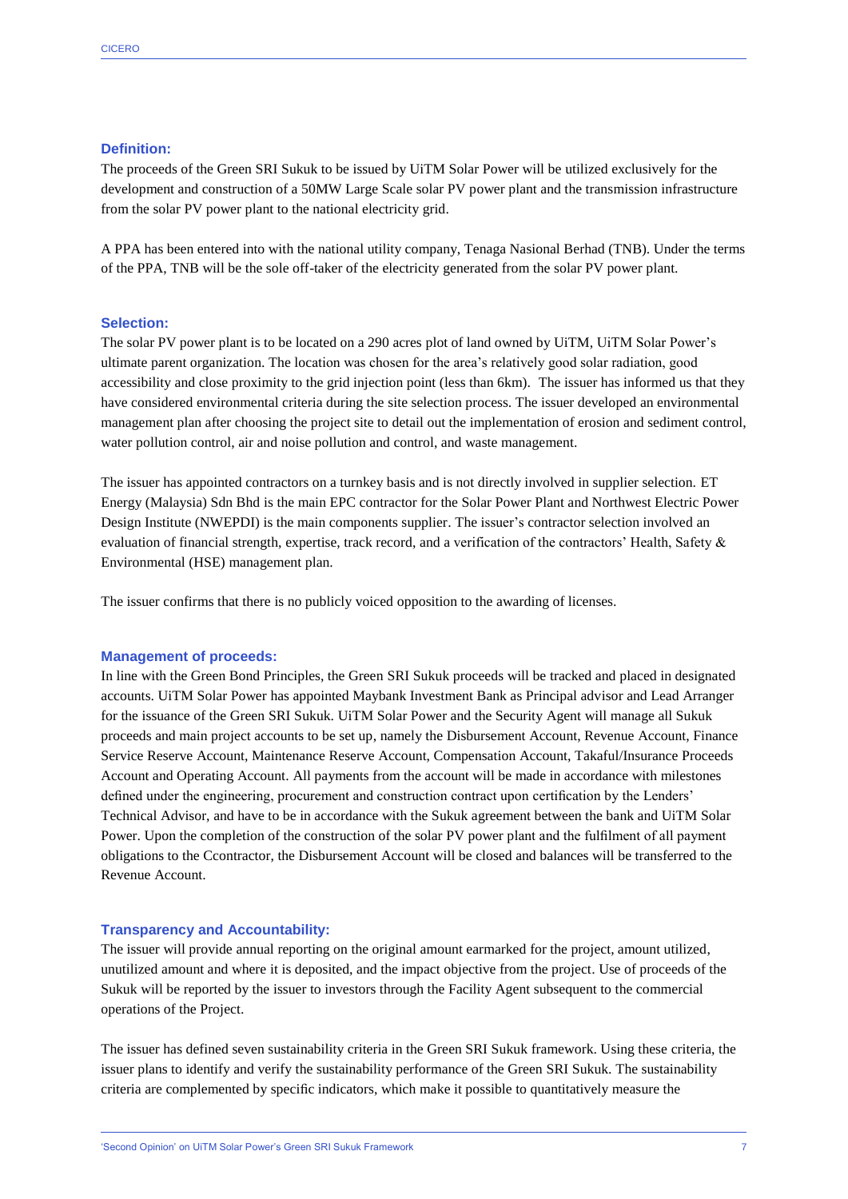#### Definition:

The proceeds of the Green SRI Sukuk to be issued by UiTM Solar Power will be utilized exclusively for the development and construction of a 50MW Large Scale solar PV power plant and the transmission infrastructure from the solar PV power plant to the national electricity grid.

A PPA has been entered into with the national utility company, Tenaga Nasional Berhad (TNB). Under the terms of the PPA, TNB will be the sole off-taker of the electricity generated from the solar PV power plant.

#### Selection:

The solar PV power plant is to be located on a 290 acres plot of land owned by UiTM, UiTM Solar Power's ultimate parent organization. The location was chosen for the area's relatively good solar radiation, good accessibility and close proximity to the grid injection point (less than 6km). The issuer has informed us that they have considered environmental criteria during the site selection process. The issuer developed an environmental management plan after choosing the project site to detail out the implementation of erosion and sediment control, water pollution control, air and noise pollution and control, and waste management.

The issuer has appointed contractors on a turnkey basis and is not directly involved in supplier selection. ET Energy (Malaysia) Sdn Bhd is the main EPC contractor for the Solar Power Plant and Northwest Electric Power Design Institute (NWEPDI) is the main components supplier. The issuer's contractor selection involved an evaluation of financial strength, expertise, track record, and a verification of the contractors' Health, Safety & Environmental (HSE) management plan.

The issuer confirms that there is no publicly voiced opposition to the awarding of licenses.

#### Management of proceeds:

In line with the Green Bond Principles, the Green SRI Sukuk proceeds will be tracked and placed in designated accounts. UiTM Solar Power has appointed Maybank Investment Bank as Principal advisor and Lead Arranger for the issuance of the Green SRI Sukuk. UiTM Solar Power and the Security Agent will manage all Sukuk proceeds and main project accounts to be set up, namely the Disbursement Account, Revenue Account, Finance Service Reserve Account, Maintenance Reserve Account, Compensation Account, Takaful/Insurance Proceeds Account and Operating Account. All payments from the account will be made in accordance with milestones defined under the engineering, procurement and construction contract upon certification by the Lenders' Technical Advisor, and have to be in accordance with the Sukuk agreement between the bank and UiTM Solar Power. Upon the completion of the construction of the solar PV power plant and the fulfilment of all payment obligations to the Ccontractor, the Disbursement Account will be closed and balances will be transferred to the Revenue Account.

#### Transparency and Accountability:

The issuer will provide annual reporting on the original amount earmarked for the project, amount utilized, unutilized amount and where it is deposited, and the impact objective from the project. Use of proceeds of the Sukuk will be reported by the issuer to investors through the Facility Agent subsequent to the commercial operations of the Project.

The issuer has defined seven sustainability criteria in the Green SRI Sukuk framework. Using these criteria, the issuer plans to identify and verify the sustainability performance of the Green SRI Sukuk. The sustainability criteria are complemented by specific indicators, which make it possible to quantitatively measure the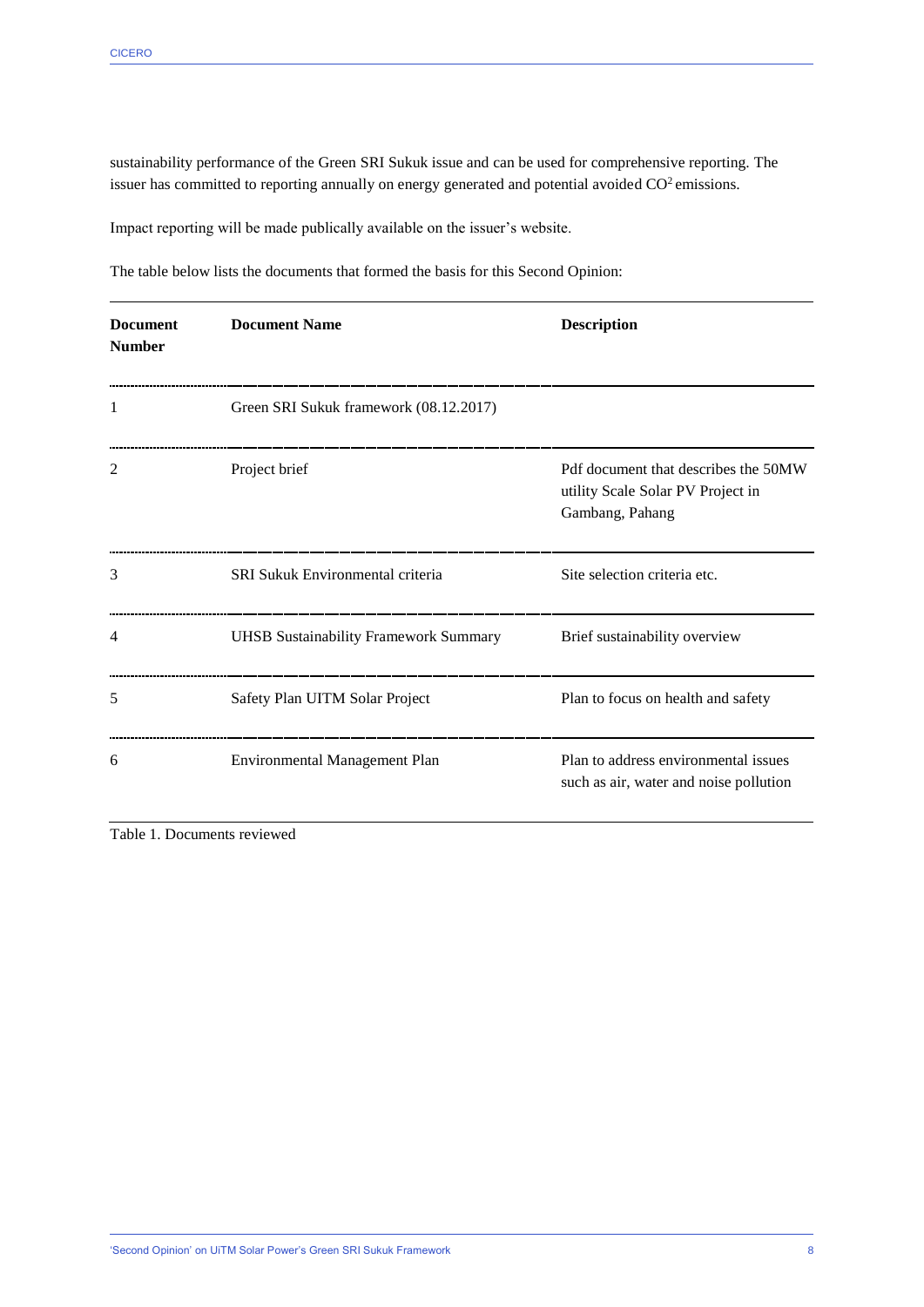sustainability performance of the Green SRI Sukuk issue and can be used for comprehensive reporting. The issuer has committed to reporting annually on energy generated and potential avoided $CO^2$ emissions.

Impact reporting will be made publically available on the issuer's website.

The table below lists the documents that formed the basis for this Second Opinion:

| Document Number | Document Name | Description |
|---|---|---|
| 1 | Green SRI Sukuk framework (08.12.2017) | |
| 2 | Project brief | Pdf document that describes the 50MW utility Scale Solar PV Project in Gambang, Pahang |
| 3 | SRI Sukuk Environmental criteria | Site selection criteria etc. |
| 4 | UHSB Sustainability Framework Summary | Brief sustainability overview |
| 5 | Safety Plan UITM Solar Project | Plan to focus on health and safety |
| 6 | Environmental Management Plan | Plan to address environmental issues such as air, water and noise pollution |

Table 1. Documents reviewed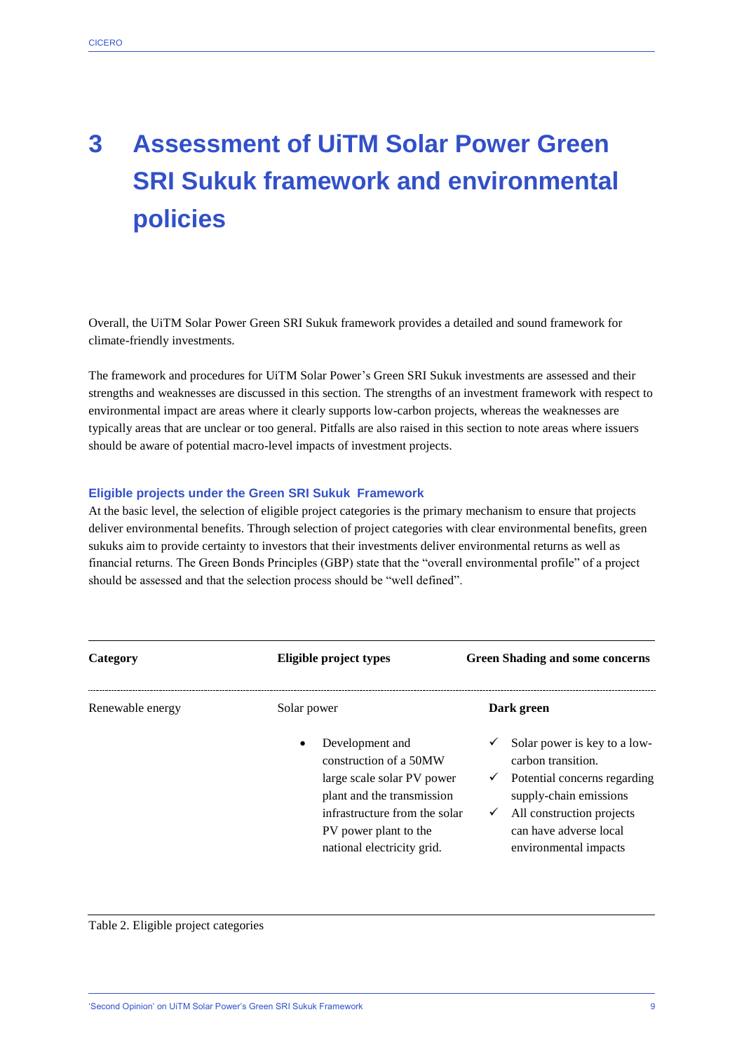# 3 Assessment of UiTM Solar Power Green SRI Sukuk framework and environmental policies

Overall, the UiTM Solar Power Green SRI Sukuk framework provides a detailed and sound framework for climate-friendly investments.

The framework and procedures for UiTM Solar Power's Green SRI Sukuk investments are assessed and their strengths and weaknesses are discussed in this section. The strengths of an investment framework with respect to environmental impact are areas where it clearly supports low-carbon projects, whereas the weaknesses are typically areas that are unclear or too general. Pitfalls are also raised in this section to note areas where issuers should be aware of potential macro-level impacts of investment projects.

### Eligible projects under the Green SRI Sukuk Framework

At the basic level, the selection of eligible project categories is the primary mechanism to ensure that projects deliver environmental benefits. Through selection of project categories with clear environmental benefits, green sukuks aim to provide certainty to investors that their investments deliver environmental returns as well as financial returns. The Green Bonds Principles (GBP) state that the "overall environmental profile" of a project should be assessed and that the selection process should be "well defined".

| Category | Eligible project types | Green Shading and some concerns |
|---|---|---|
| Renewable energy | Solar power<br><br>• Development and construction of a 50MW large scale solar PV power plant and the transmission infrastructure from the solar PV power plant to the national electricity grid. | **Dark green**<br><br>✓ Solar power is key to a low-carbon transition.<br>✓ Potential concerns regarding supply-chain emissions<br>✓ All construction projects can have adverse local environmental impacts |

Table 2. Eligible project categories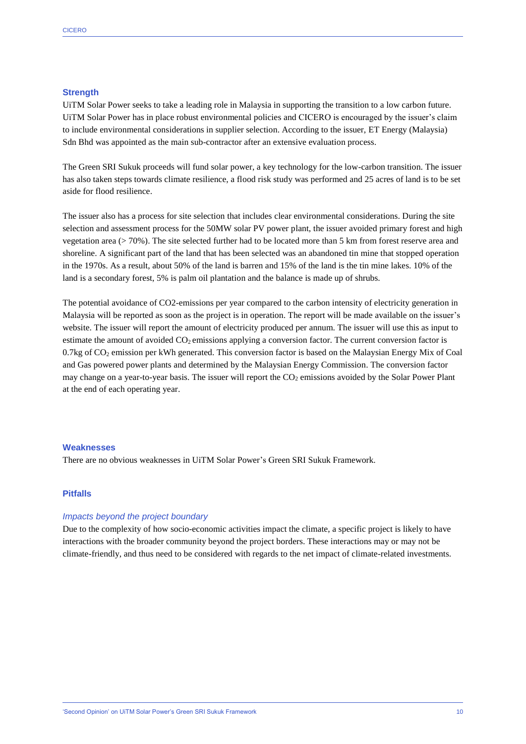## Strength

UiTM Solar Power seeks to take a leading role in Malaysia in supporting the transition to a low carbon future. UiTM Solar Power has in place robust environmental policies and CICERO is encouraged by the issuer's claim to include environmental considerations in supplier selection. According to the issuer, ET Energy (Malaysia) Sdn Bhd was appointed as the main sub-contractor after an extensive evaluation process.

The Green SRI Sukuk proceeds will fund solar power, a key technology for the low-carbon transition. The issuer has also taken steps towards climate resilience, a flood risk study was performed and 25 acres of land is to be set aside for flood resilience.

The issuer also has a process for site selection that includes clear environmental considerations. During the site selection and assessment process for the 50MW solar PV power plant, the issuer avoided primary forest and high vegetation area (> 70%). The site selected further had to be located more than 5 km from forest reserve area and shoreline. A significant part of the land that has been selected was an abandoned tin mine that stopped operation in the 1970s. As a result, about 50% of the land is barren and 15% of the land is the tin mine lakes. 10% of the land is a secondary forest, 5% is palm oil plantation and the balance is made up of shrubs.

The potential avoidance of CO2-emissions per year compared to the carbon intensity of electricity generation in Malaysia will be reported as soon as the project is in operation. The report will be made available on the issuer's website. The issuer will report the amount of electricity produced per annum. The issuer will use this as input to estimate the amount of avoided $CO_2$ emissions applying a conversion factor. The current conversion factor is 0.7kg of $CO_2$ emission per kWh generated. This conversion factor is based on the Malaysian Energy Mix of Coal and Gas powered power plants and determined by the Malaysian Energy Commission. The conversion factor may change on a year-to-year basis. The issuer will report the $CO_2$ emissions avoided by the Solar Power Plant at the end of each operating year.

## Weaknesses

There are no obvious weaknesses in UiTM Solar Power's Green SRI Sukuk Framework.

## Pitfalls

### *Impacts beyond the project boundary*

Due to the complexity of how socio-economic activities impact the climate, a specific project is likely to have interactions with the broader community beyond the project borders. These interactions may or may not be climate-friendly, and thus need to be considered with regards to the net impact of climate-related investments.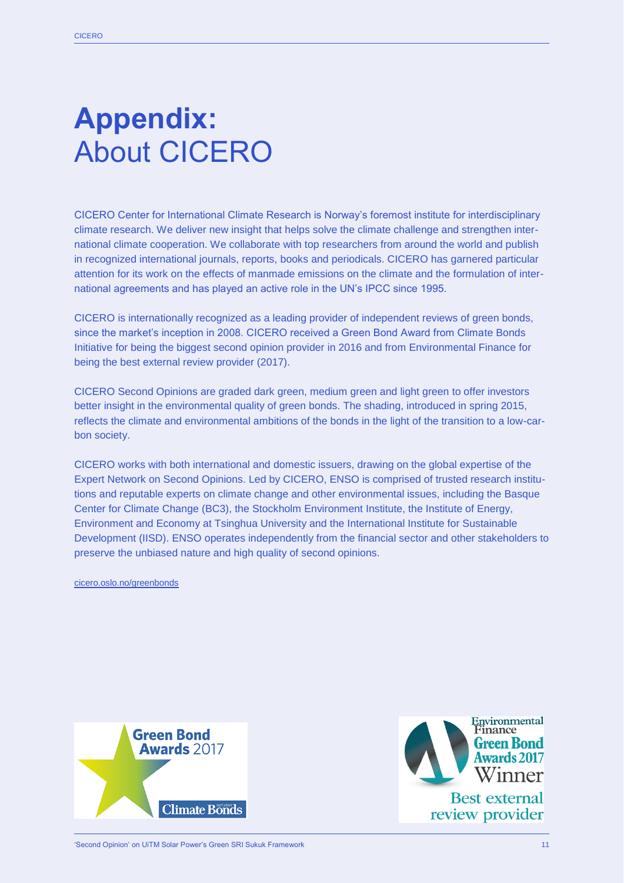# Appendix: About CICERO

CICERO Center for International Climate Research is Norway's foremost institute for interdisciplinary climate research. We deliver new insight that helps solve the climate challenge and strengthen international climate cooperation. We collaborate with top researchers from around the world and publish in recognized international journals, reports, books and periodicals. CICERO has garnered particular attention for its work on the effects of manmade emissions on the climate and the formulation of international agreements and has played an active role in the UN's IPCC since 1995.

CICERO is internationally recognized as a leading provider of independent reviews of green bonds, since the market's inception in 2008. CICERO received a Green Bond Award from Climate Bonds Initiative for being the biggest second opinion provider in 2016 and from Environmental Finance for being the best external review provider (2017).

CICERO Second Opinions are graded dark green, medium green and light green to offer investors better insight in the environmental quality of green bonds. The shading, introduced in spring 2015, reflects the climate and environmental ambitions of the bonds in the light of the transition to a low-carbon society.

CICERO works with both international and domestic issuers, drawing on the global expertise of the Expert Network on Second Opinions. Led by CICERO, ENSO is comprised of trusted research institutions and reputable experts on climate change and other environmental issues, including the Basque Center for Climate Change (BC3), the Stockholm Environment Institute, the Institute of Energy, Environment and Economy at Tsinghua University and the International Institute for Sustainable Development (IISD). ENSO operates independently from the financial sector and other stakeholders to preserve the unbiased nature and high quality of second opinions.

cicero.oslo.no/greenbonds

Green Bond Awards 2017
Climate Bonds

Environmental Finance
Green Bond Awards 2017
Winner
Best external review provider